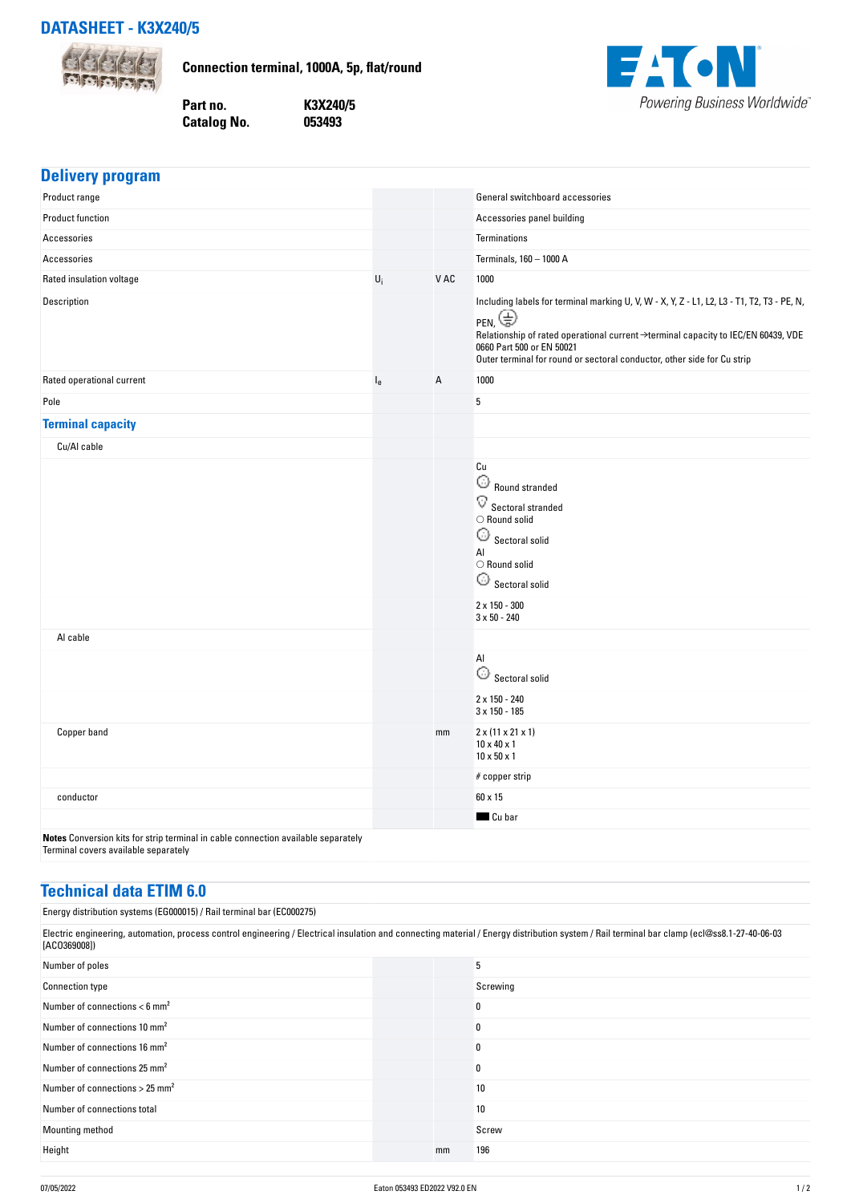# DATASHEET - K3X240/5

**Connection terminal, 1000A, 5p, flat/round**

| | |
|---|---|
| **Part no.** | **K3X240/5** |
| **Catalog No.** | **053493** |

## Delivery program

| | | | |
|---|---|---|---|
| Product range | | | General switchboard accessories |
| Product function | | | Accessories panel building |
| Accessories | | | Terminations |
| Accessories | | | Terminals, 160 – 1000 A |
| Rated insulation voltage | $U_i$ | V AC | 1000 |
| Description | | | Including labels for terminal marking U, V, W - X, Y, Z - L1, L2, L3 - T1, T2, T3 - PE, N, PEN, ⏚<br>Relationship of rated operational current →terminal capacity to IEC/EN 60439, VDE 0660 Part 500 or EN 50021<br>Outer terminal for round or sectoral conductor, other side for Cu strip |
| Rated operational current | $I_e$ | A | 1000 |
| Pole | | | 5 |
| **Terminal capacity** | | | |
| Cu/Al cable | | | |
| | | | Cu<br>Round stranded<br>Sectoral stranded<br>○ Round solid<br>Sectoral solid<br>Al<br>○ Round solid<br>Sectoral solid |
| | | | 2 x 150 - 300<br>3 x 50 - 240 |
| Al cable | | | |
| | | | Al<br>Sectoral solid |
| | | | 2 x 150 - 240<br>3 x 150 - 185 |
| Copper band | | mm | 2 x (11 x 21 x 1)<br>10 x 40 x 1<br>10 x 50 x 1 |
| | | | # copper strip |
| conductor | | | 60 x 15 |
| | | | ■ Cu bar |

**Notes** Conversion kits for strip terminal in cable connection available separately
Terminal covers available separately

## Technical data ETIM 6.0

Energy distribution systems (EG000015) / Rail terminal bar (EC000275)

Electric engineering, automation, process control engineering / Electrical insulation and connecting material / Energy distribution system / Rail terminal bar clamp (ecl@ss8.1-27-40-06-03 [ACO369008])

| | | | |
|---|---|---|---|
| Number of poles | | | 5 |
| Connection type | | | Screwing |
| Number of connections < 6 mm² | | | 0 |
| Number of connections 10 mm² | | | 0 |
| Number of connections 16 mm² | | | 0 |
| Number of connections 25 mm² | | | 0 |
| Number of connections > 25 mm² | | | 10 |
| Number of connections total | | | 10 |
| Mounting method | | | Screw |
| Height | | mm | 196 |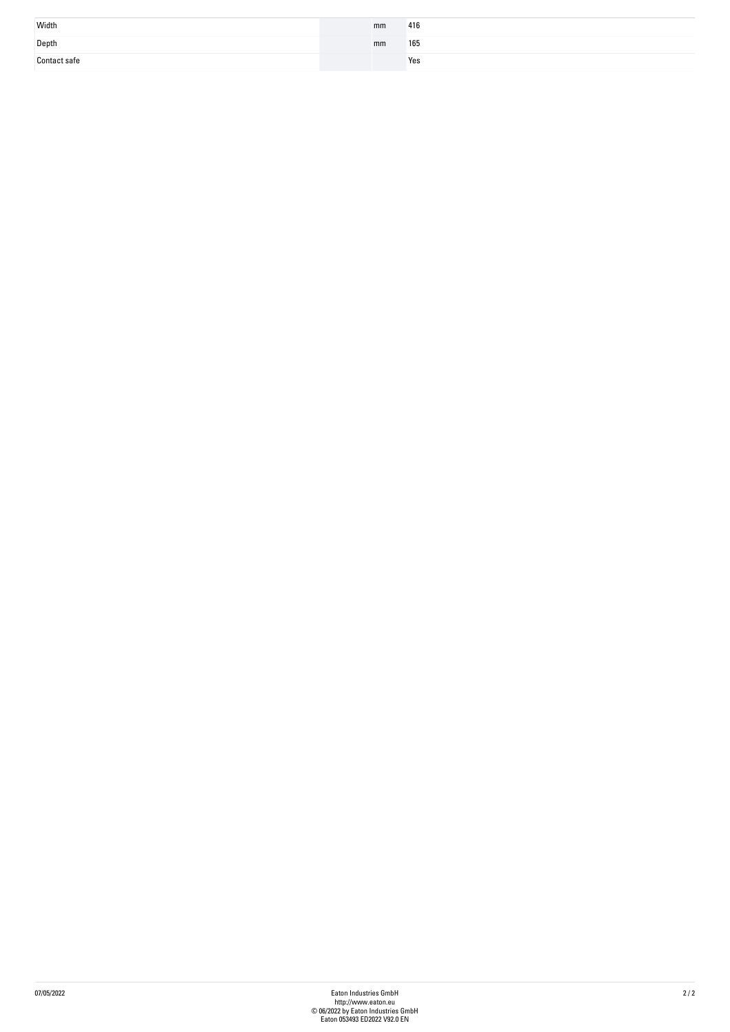| | | |
|---|---|---|
| Width | mm | 416 |
| Depth | mm | 165 |
| Contact safe | | Yes |